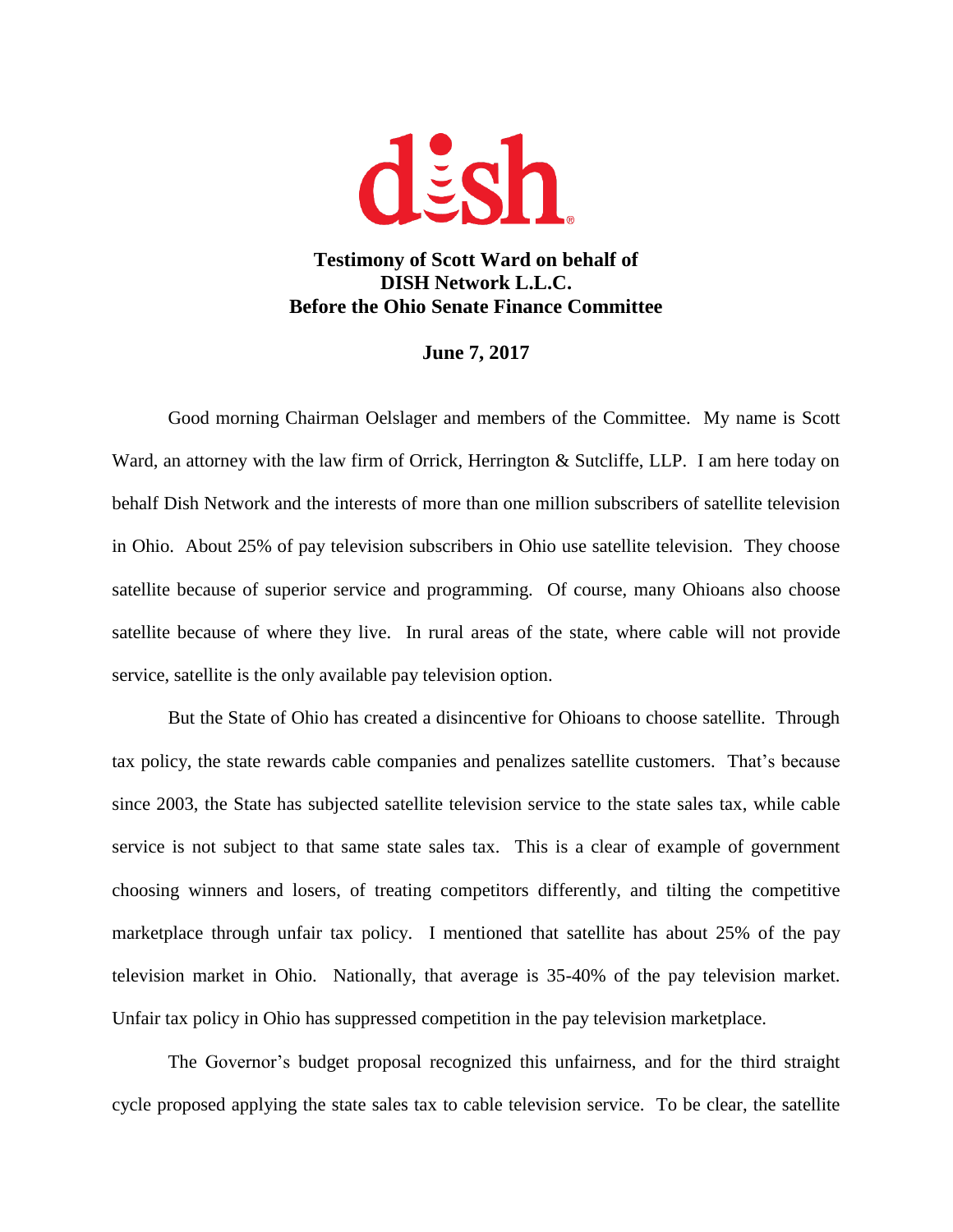**Testimony of Scott Ward on behalf of DISH Network L.L.C. Before the Ohio Senate Finance Committee**

**June 7, 2017**

Good morning Chairman Oelslager and members of the Committee. My name is Scott Ward, an attorney with the law firm of Orrick, Herrington & Sutcliffe, LLP. I am here today on behalf Dish Network and the interests of more than one million subscribers of satellite television in Ohio. About 25% of pay television subscribers in Ohio use satellite television. They choose satellite because of superior service and programming. Of course, many Ohioans also choose satellite because of where they live. In rural areas of the state, where cable will not provide service, satellite is the only available pay television option.

But the State of Ohio has created a disincentive for Ohioans to choose satellite. Through tax policy, the state rewards cable companies and penalizes satellite customers. That's because since 2003, the State has subjected satellite television service to the state sales tax, while cable service is not subject to that same state sales tax. This is a clear of example of government choosing winners and losers, of treating competitors differently, and tilting the competitive marketplace through unfair tax policy. I mentioned that satellite has about 25% of the pay television market in Ohio. Nationally, that average is 35-40% of the pay television market. Unfair tax policy in Ohio has suppressed competition in the pay television marketplace.

The Governor's budget proposal recognized this unfairness, and for the third straight cycle proposed applying the state sales tax to cable television service. To be clear, the satellite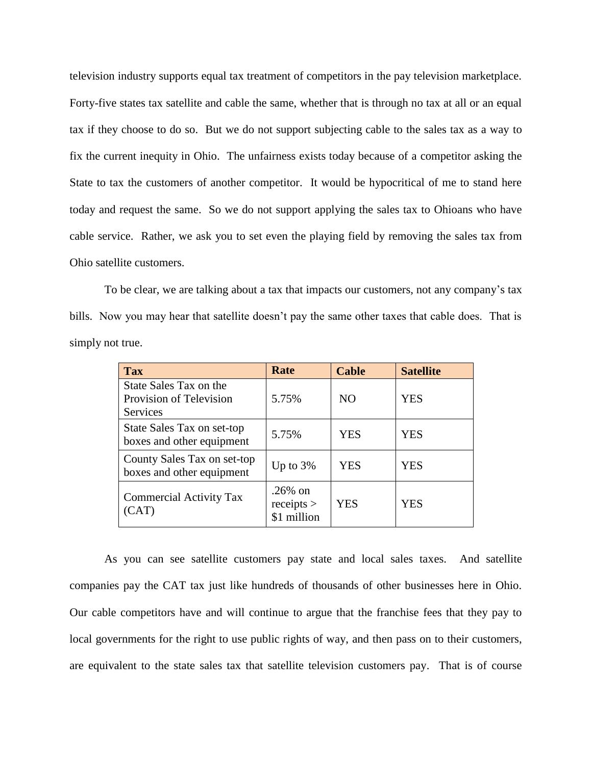television industry supports equal tax treatment of competitors in the pay television marketplace. Forty-five states tax satellite and cable the same, whether that is through no tax at all or an equal tax if they choose to do so. But we do not support subjecting cable to the sales tax as a way to fix the current inequity in Ohio. The unfairness exists today because of a competitor asking the State to tax the customers of another competitor. It would be hypocritical of me to stand here today and request the same. So we do not support applying the sales tax to Ohioans who have cable service. Rather, we ask you to set even the playing field by removing the sales tax from Ohio satellite customers.

To be clear, we are talking about a tax that impacts our customers, not any company's tax bills. Now you may hear that satellite doesn't pay the same other taxes that cable does. That is simply not true.

| Tax | Rate | Cable | Satellite |
|---|---|---|---|
| State Sales Tax on the Provision of Television Services | 5.75% | NO | YES |
| State Sales Tax on set-top boxes and other equipment | 5.75% | YES | YES |
| County Sales Tax on set-top boxes and other equipment | Up to 3% | YES | YES |
| Commercial Activity Tax (CAT) | .26% on receipts > $1 million | YES | YES |

As you can see satellite customers pay state and local sales taxes. And satellite companies pay the CAT tax just like hundreds of thousands of other businesses here in Ohio. Our cable competitors have and will continue to argue that the franchise fees that they pay to local governments for the right to use public rights of way, and then pass on to their customers, are equivalent to the state sales tax that satellite television customers pay. That is of course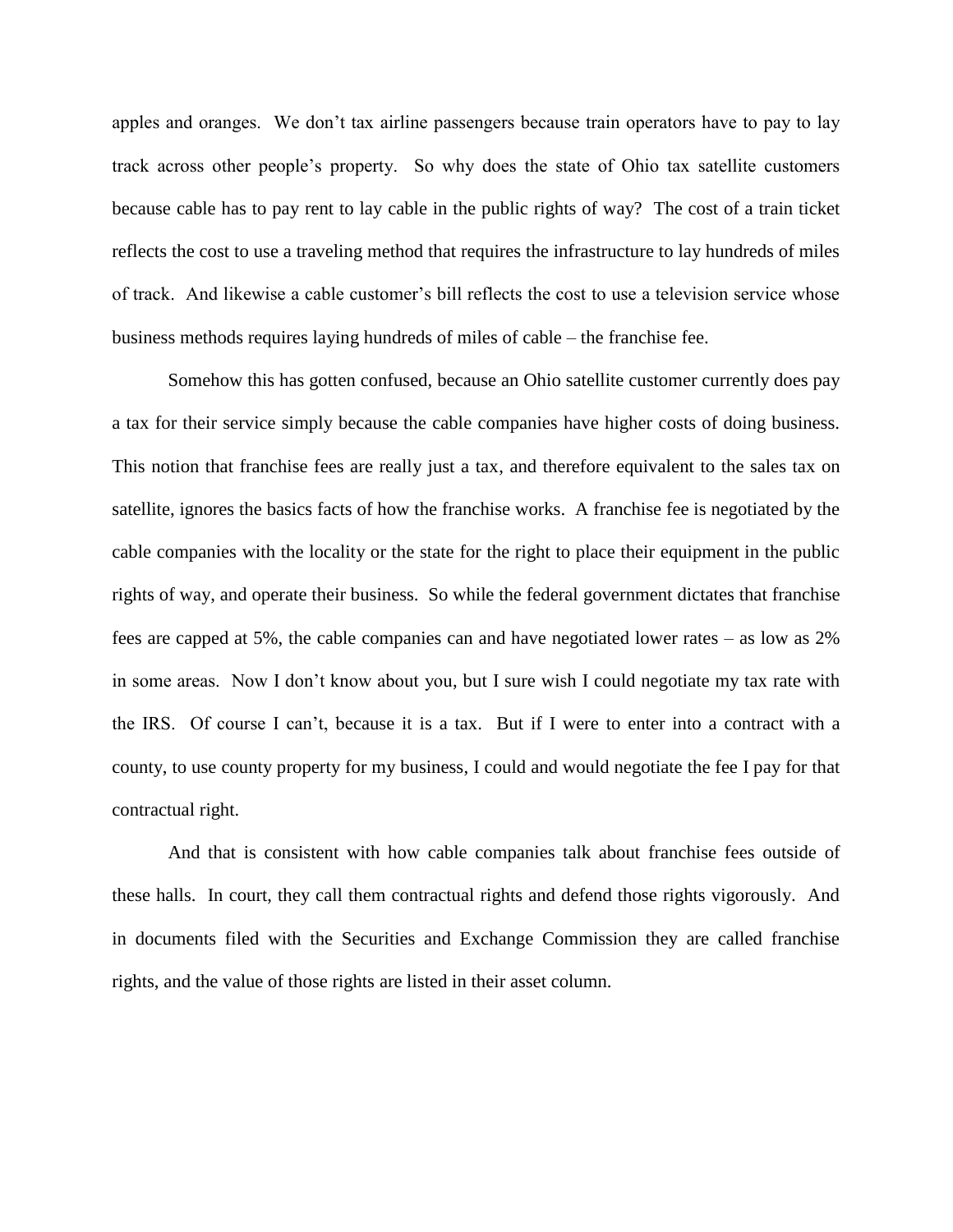apples and oranges. We don't tax airline passengers because train operators have to pay to lay track across other people's property. So why does the state of Ohio tax satellite customers because cable has to pay rent to lay cable in the public rights of way? The cost of a train ticket reflects the cost to use a traveling method that requires the infrastructure to lay hundreds of miles of track. And likewise a cable customer's bill reflects the cost to use a television service whose business methods requires laying hundreds of miles of cable – the franchise fee.

Somehow this has gotten confused, because an Ohio satellite customer currently does pay a tax for their service simply because the cable companies have higher costs of doing business. This notion that franchise fees are really just a tax, and therefore equivalent to the sales tax on satellite, ignores the basics facts of how the franchise works. A franchise fee is negotiated by the cable companies with the locality or the state for the right to place their equipment in the public rights of way, and operate their business. So while the federal government dictates that franchise fees are capped at 5%, the cable companies can and have negotiated lower rates – as low as 2% in some areas. Now I don't know about you, but I sure wish I could negotiate my tax rate with the IRS. Of course I can't, because it is a tax. But if I were to enter into a contract with a county, to use county property for my business, I could and would negotiate the fee I pay for that contractual right.

And that is consistent with how cable companies talk about franchise fees outside of these halls. In court, they call them contractual rights and defend those rights vigorously. And in documents filed with the Securities and Exchange Commission they are called franchise rights, and the value of those rights are listed in their asset column.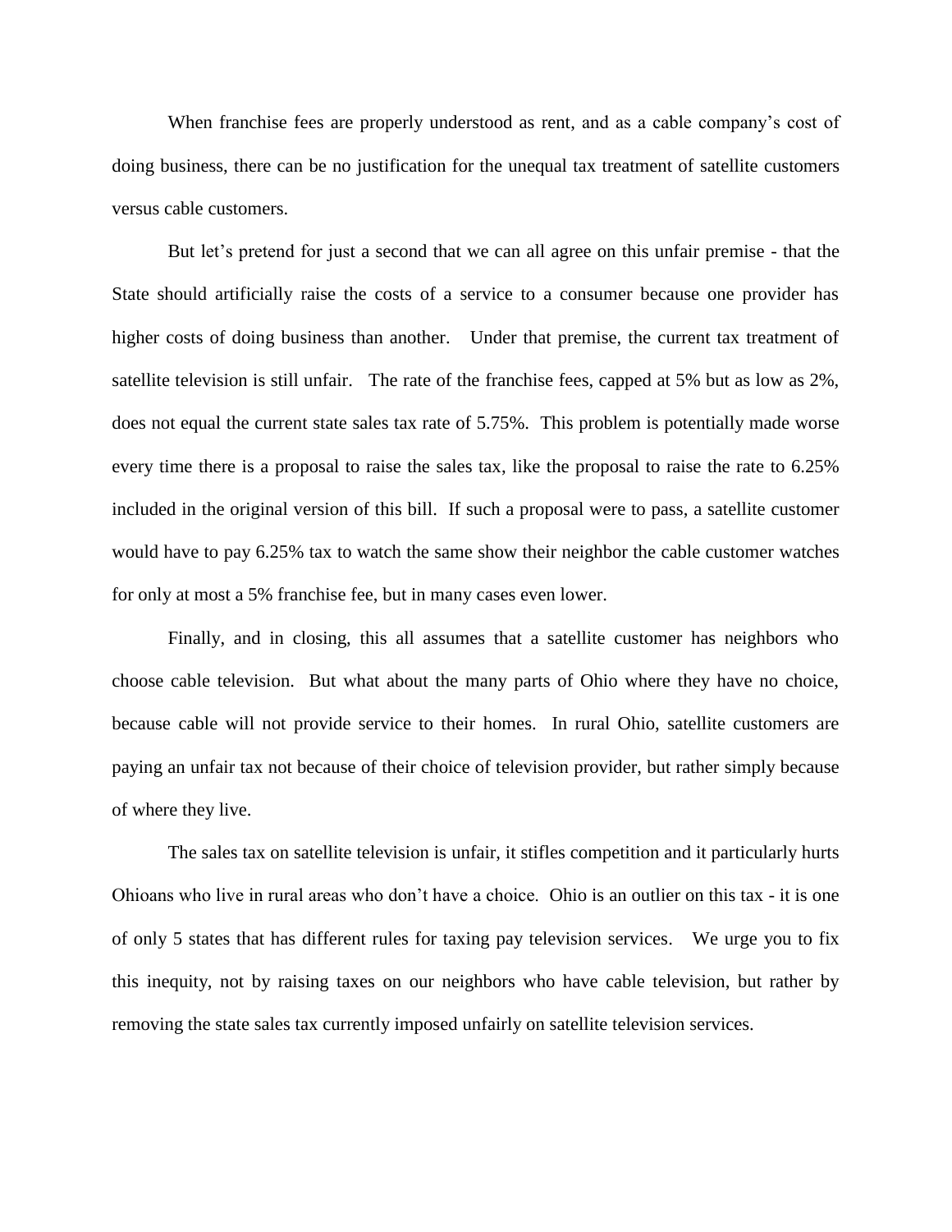When franchise fees are properly understood as rent, and as a cable company's cost of doing business, there can be no justification for the unequal tax treatment of satellite customers versus cable customers.

But let's pretend for just a second that we can all agree on this unfair premise - that the State should artificially raise the costs of a service to a consumer because one provider has higher costs of doing business than another. Under that premise, the current tax treatment of satellite television is still unfair. The rate of the franchise fees, capped at 5% but as low as 2%, does not equal the current state sales tax rate of 5.75%. This problem is potentially made worse every time there is a proposal to raise the sales tax, like the proposal to raise the rate to 6.25% included in the original version of this bill. If such a proposal were to pass, a satellite customer would have to pay 6.25% tax to watch the same show their neighbor the cable customer watches for only at most a 5% franchise fee, but in many cases even lower.

Finally, and in closing, this all assumes that a satellite customer has neighbors who choose cable television. But what about the many parts of Ohio where they have no choice, because cable will not provide service to their homes. In rural Ohio, satellite customers are paying an unfair tax not because of their choice of television provider, but rather simply because of where they live.

The sales tax on satellite television is unfair, it stifles competition and it particularly hurts Ohioans who live in rural areas who don't have a choice. Ohio is an outlier on this tax - it is one of only 5 states that has different rules for taxing pay television services. We urge you to fix this inequity, not by raising taxes on our neighbors who have cable television, but rather by removing the state sales tax currently imposed unfairly on satellite television services.